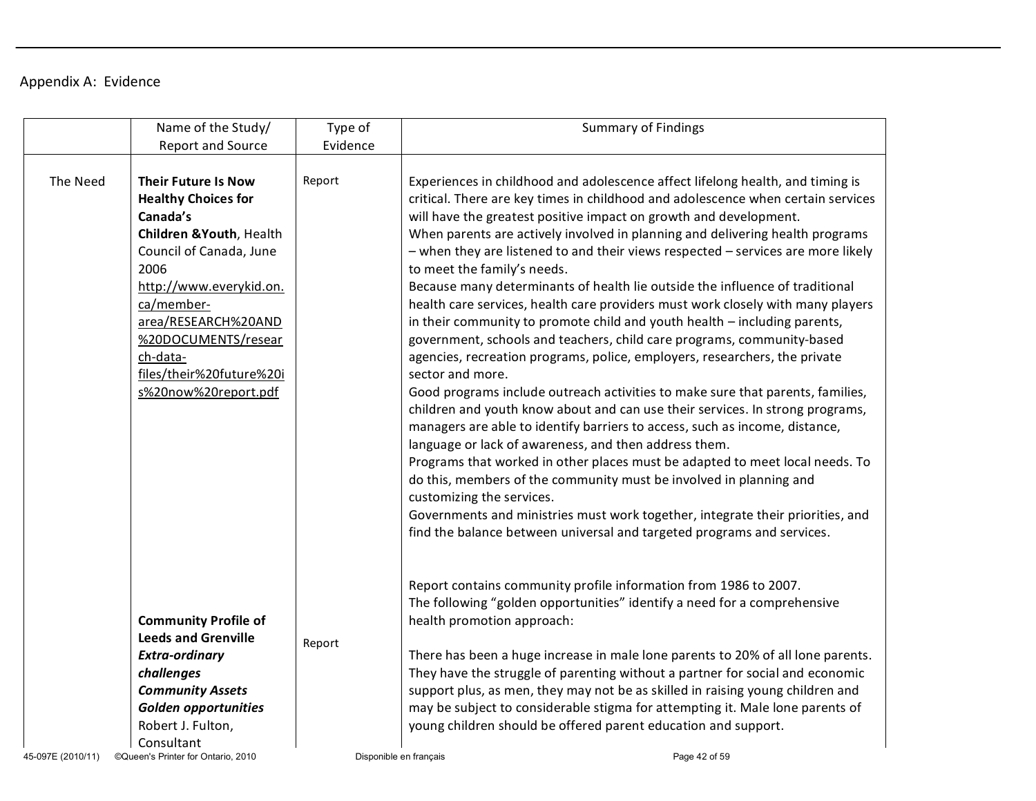## Appendix A: Evidence

| | Name of the Study/ Report and Source | Type of Evidence | Summary of Findings |
|---|---|---|---|
| The Need | **Their Future Is Now Healthy Choices for Canada's Children &Youth**, Health Council of Canada, June 2006 http://www.everykid.on.ca/member-area/RESEARCH%20AND%20DOCUMENTS/research-data-files/their%20future%20is%20now%20report.pdf | Report | Experiences in childhood and adolescence affect lifelong health, and timing is critical. There are key times in childhood and adolescence when certain services will have the greatest positive impact on growth and development.<br>When parents are actively involved in planning and delivering health programs – when they are listened to and their views respected – services are more likely to meet the family's needs.<br>Because many determinants of health lie outside the influence of traditional health care services, health care providers must work closely with many players in their community to promote child and youth health – including parents, government, schools and teachers, child care programs, community-based agencies, recreation programs, police, employers, researchers, the private sector and more.<br>Good programs include outreach activities to make sure that parents, families, children and youth know about and can use their services. In strong programs, managers are able to identify barriers to access, such as income, distance, language or lack of awareness, and then address them.<br>Programs that worked in other places must be adapted to meet local needs. To do this, members of the community must be involved in planning and customizing the services.<br>Governments and ministries must work together, integrate their priorities, and find the balance between universal and targeted programs and services. |
| | **Community Profile of Leeds and Grenville *Extra-ordinary challenges Community Assets Golden opportunities*** Robert J. Fulton, Consultant | Report | Report contains community profile information from 1986 to 2007.<br>The following "golden opportunities" identify a need for a comprehensive health promotion approach:<br><br>There has been a huge increase in male lone parents to 20% of all lone parents. They have the struggle of parenting without a partner for social and economic support plus, as men, they may not be as skilled in raising young children and may be subject to considerable stigma for attempting it. Male lone parents of young children should be offered parent education and support. |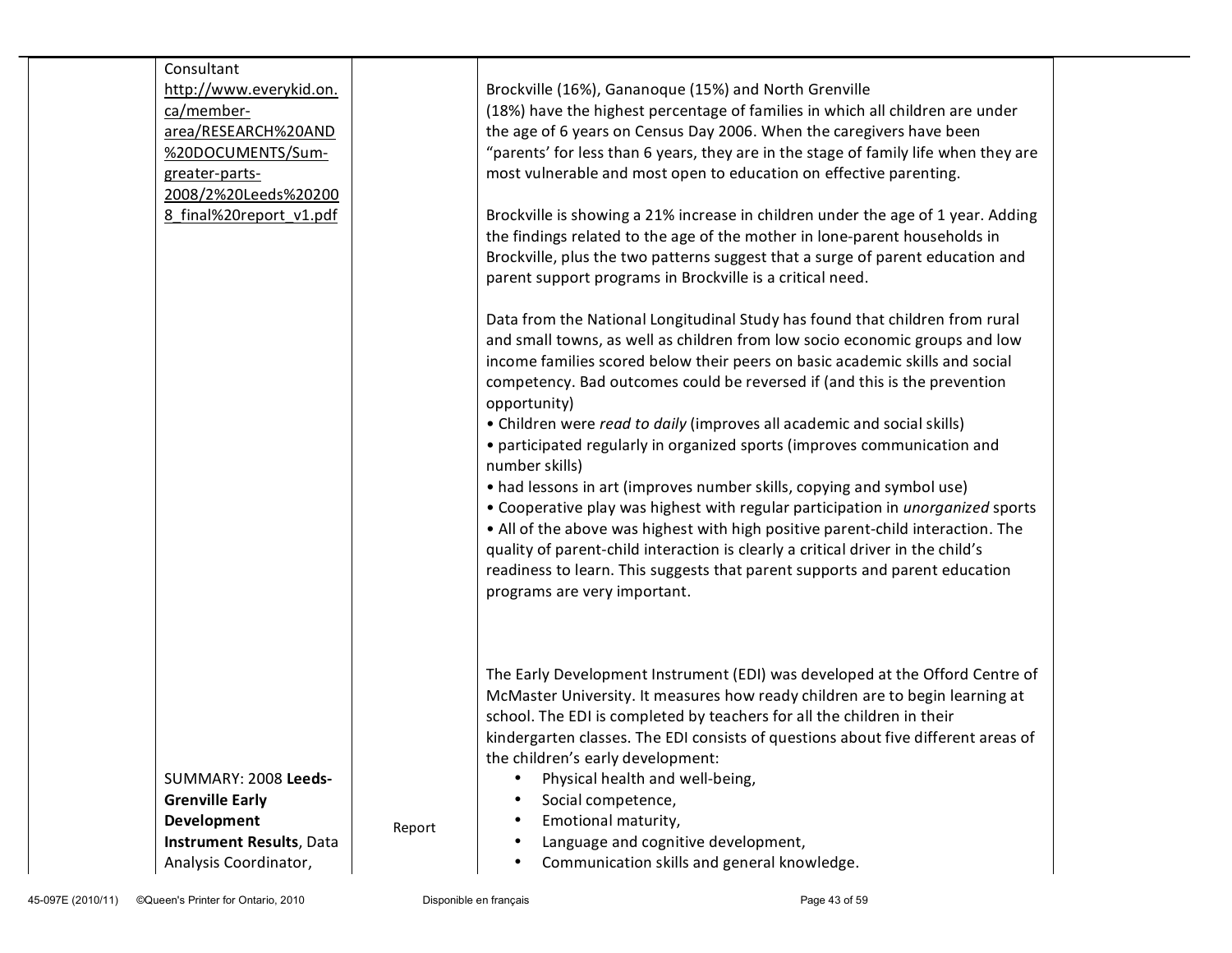| | | | | |
|---|---|---|---|---|
| | Consultant http://www.everykid.on.ca/member-area/RESEARCH%20AND%20DOCUMENTS/Sum-greater-parts-2008/2%20Leeds%202008_final%20report_v1.pdf | | Brockville (16%), Gananoque (15%) and North Grenville (18%) have the highest percentage of families in which all children are under the age of 6 years on Census Day 2006. When the caregivers have been "parents' for less than 6 years, they are in the stage of family life when they are most vulnerable and most open to education on effective parenting.<br><br>Brockville is showing a 21% increase in children under the age of 1 year. Adding the findings related to the age of the mother in lone-parent households in Brockville, plus the two patterns suggest that a surge of parent education and parent support programs in Brockville is a critical need.<br><br>Data from the National Longitudinal Study has found that children from rural and small towns, as well as children from low socio economic groups and low income families scored below their peers on basic academic skills and social competency. Bad outcomes could be reversed if (and this is the prevention opportunity)<br>• Children were *read to daily* (improves all academic and social skills)<br>• participated regularly in organized sports (improves communication and number skills)<br>• had lessons in art (improves number skills, copying and symbol use)<br>• Cooperative play was highest with regular participation in *unorganized* sports<br>• All of the above was highest with high positive parent-child interaction. The quality of parent-child interaction is clearly a critical driver in the child's readiness to learn. This suggests that parent supports and parent education programs are very important. | |
| | SUMMARY: 2008 **Leeds-Grenville Early Development Instrument Results**, Data Analysis Coordinator, | Report | The Early Development Instrument (EDI) was developed at the Offord Centre of McMaster University. It measures how ready children are to begin learning at school. The EDI is completed by teachers for all the children in their kindergarten classes. The EDI consists of questions about five different areas of the children's early development:<br>• Physical health and well-being,<br>• Social competence,<br>• Emotional maturity,<br>• Language and cognitive development,<br>• Communication skills and general knowledge. | |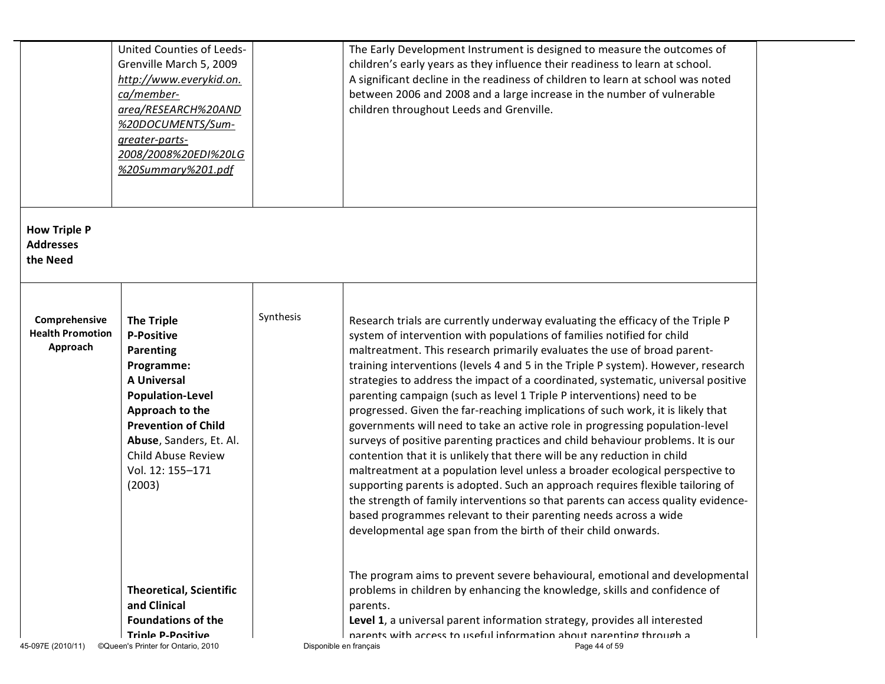| | | | |
|---|---|---|---|
| | United Counties of Leeds-Grenville March 5, 2009 *http://www.everykid.on.ca/member-area/RESEARCH%20AND%20DOCUMENTS/Sum-greater-parts-2008/2008%20EDI%20LG%20Summary%201.pdf* | | The Early Development Instrument is designed to measure the outcomes of children's early years as they influence their readiness to learn at school. A significant decline in the readiness of children to learn at school was noted between 2006 and 2008 and a large increase in the number of vulnerable children throughout Leeds and Grenville. |
| **How Triple P Addresses the Need** | | | |
| **Comprehensive Health Promotion Approach** | **The Triple P-Positive Parenting Programme: A Universal Population-Level Approach to the Prevention of Child Abuse**, Sanders, Et. Al. Child Abuse Review Vol. 12: 155–171 (2003) | Synthesis | Research trials are currently underway evaluating the efficacy of the Triple P system of intervention with populations of families notified for child maltreatment. This research primarily evaluates the use of broad parent-training interventions (levels 4 and 5 in the Triple P system). However, research strategies to address the impact of a coordinated, systematic, universal positive parenting campaign (such as level 1 Triple P interventions) need to be progressed. Given the far-reaching implications of such work, it is likely that governments will need to take an active role in progressing population-level surveys of positive parenting practices and child behaviour problems. It is our contention that it is unlikely that there will be any reduction in child maltreatment at a population level unless a broader ecological perspective to supporting parents is adopted. Such an approach requires flexible tailoring of the strength of family interventions so that parents can access quality evidence-based programmes relevant to their parenting needs across a wide developmental age span from the birth of their child onwards. |
| | **Theoretical, Scientific and Clinical Foundations of the Triple P-Positive** | | The program aims to prevent severe behavioural, emotional and developmental problems in children by enhancing the knowledge, skills and confidence of parents. **Level 1**, a universal parent information strategy, provides all interested parents with access to useful information about parenting through a |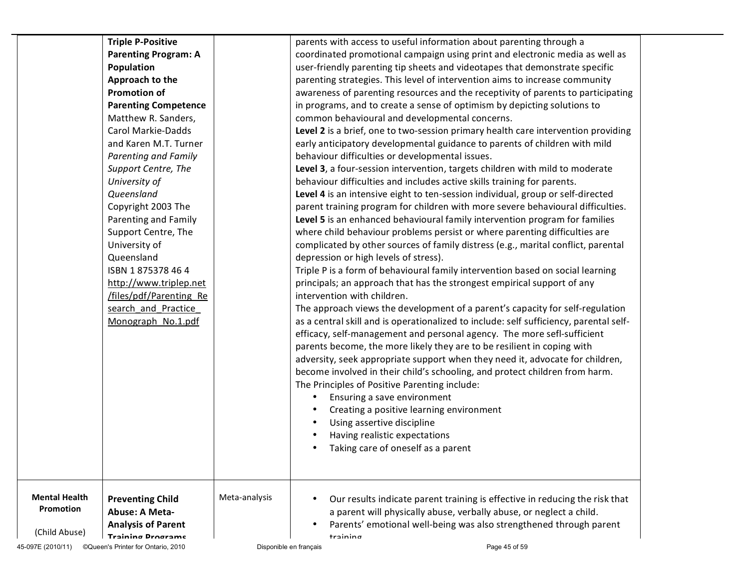| | | | | |
|---|---|---|---|---|
| | **Triple P-Positive Parenting Program: A Population Approach to the Promotion of Parenting Competence** Matthew R. Sanders, Carol Markie-Dadds and Karen M.T. Turner *Parenting and Family Support Centre, The University of Queensland* Copyright 2003 The Parenting and Family Support Centre, The University of Queensland ISBN 1 875378 46 4 http://www.triplep.net/files/pdf/Parenting_Research_and_Practice_Monograph_No.1.pdf | | parents with access to useful information about parenting through a coordinated promotional campaign using print and electronic media as well as user-friendly parenting tip sheets and videotapes that demonstrate specific parenting strategies. This level of intervention aims to increase community awareness of parenting resources and the receptivity of parents to participating in programs, and to create a sense of optimism by depicting solutions to common behavioural and developmental concerns.<br>**Level 2** is a brief, one to two-session primary health care intervention providing early anticipatory developmental guidance to parents of children with mild behaviour difficulties or developmental issues.<br>**Level 3**, a four-session intervention, targets children with mild to moderate behaviour difficulties and includes active skills training for parents.<br>**Level 4** is an intensive eight to ten-session individual, group or self-directed parent training program for children with more severe behavioural difficulties.<br>**Level 5** is an enhanced behavioural family intervention program for families where child behaviour problems persist or where parenting difficulties are complicated by other sources of family distress (e.g., marital conflict, parental depression or high levels of stress).<br>Triple P is a form of behavioural family intervention based on social learning principals; an approach that has the strongest empirical support of any intervention with children.<br>The approach views the development of a parent's capacity for self-regulation as a central skill and is operationalized to include: self sufficiency, parental self-efficacy, self-management and personal agency. The more sefl-sufficient parents become, the more likely they are to be resilient in coping with adversity, seek appropriate support when they need it, advocate for children, become involved in their child's schooling, and protect children from harm.<br>The Principles of Positive Parenting include:<br>• Ensuring a save environment<br>• Creating a positive learning environment<br>• Using assertive discipline<br>• Having realistic expectations<br>• Taking care of oneself as a parent | |
| **Mental Health Promotion**<br><br>(Child Abuse) | **Preventing Child Abuse: A Meta-Analysis of Parent Training Programs** | Meta-analysis | • Our results indicate parent training is effective in reducing the risk that a parent will physically abuse, verbally abuse, or neglect a child.<br>• Parents' emotional well-being was also strengthened through parent training | |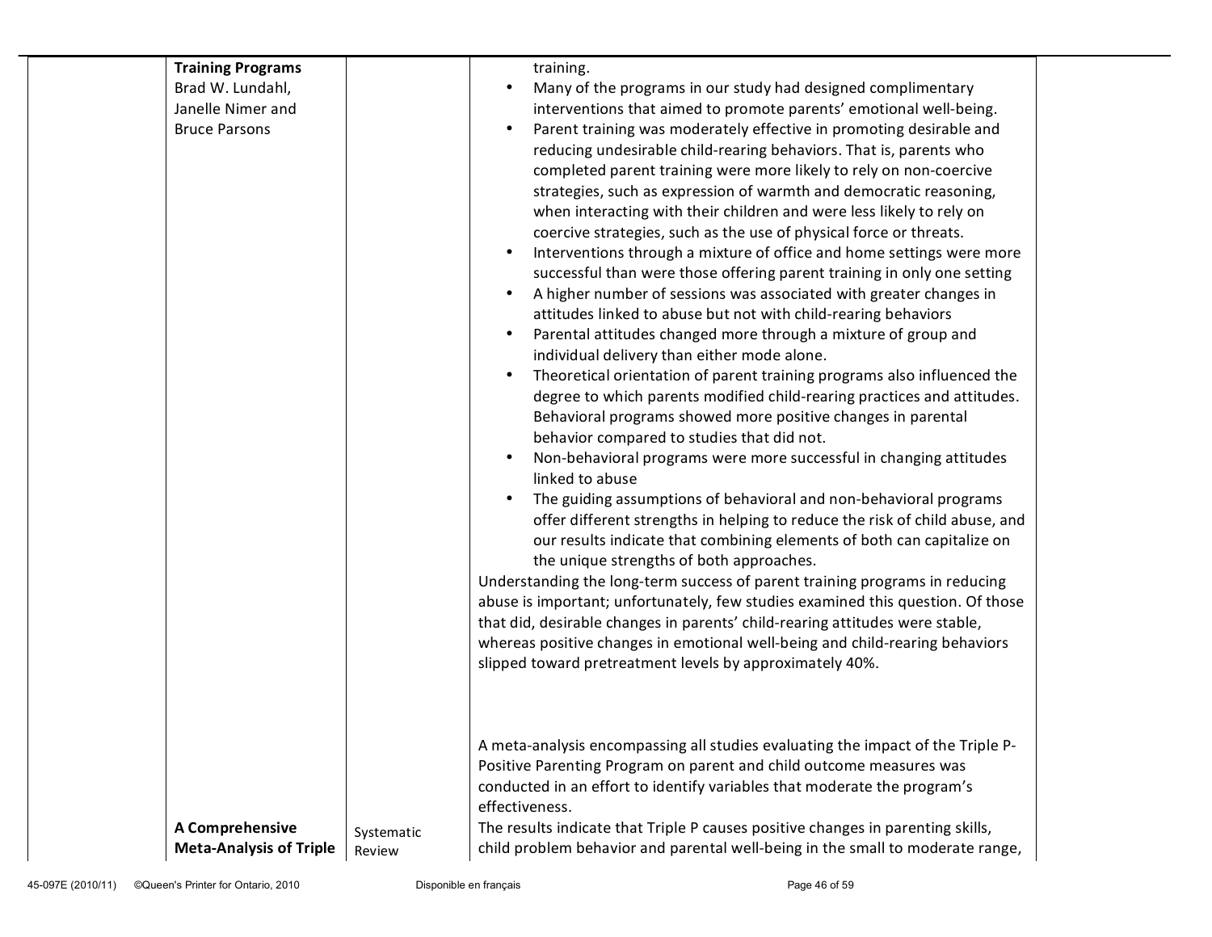| | | |
|---|---|---|
| **Training Programs** Brad W. Lundahl, Janelle Nimer and Bruce Parsons | | training.<br>• Many of the programs in our study had designed complimentary interventions that aimed to promote parents' emotional well-being.<br>• Parent training was moderately effective in promoting desirable and reducing undesirable child-rearing behaviors. That is, parents who completed parent training were more likely to rely on non-coercive strategies, such as expression of warmth and democratic reasoning, when interacting with their children and were less likely to rely on coercive strategies, such as the use of physical force or threats.<br>• Interventions through a mixture of office and home settings were more successful than were those offering parent training in only one setting<br>• A higher number of sessions was associated with greater changes in attitudes linked to abuse but not with child-rearing behaviors<br>• Parental attitudes changed more through a mixture of group and individual delivery than either mode alone.<br>• Theoretical orientation of parent training programs also influenced the degree to which parents modified child-rearing practices and attitudes. Behavioral programs showed more positive changes in parental behavior compared to studies that did not.<br>• Non-behavioral programs were more successful in changing attitudes linked to abuse<br>• The guiding assumptions of behavioral and non-behavioral programs offer different strengths in helping to reduce the risk of child abuse, and our results indicate that combining elements of both can capitalize on the unique strengths of both approaches.<br>Understanding the long-term success of parent training programs in reducing abuse is important; unfortunately, few studies examined this question. Of those that did, desirable changes in parents' child-rearing attitudes were stable, whereas positive changes in emotional well-being and child-rearing behaviors slipped toward pretreatment levels by approximately 40%. |
| **A Comprehensive Meta-Analysis of Triple** | Systematic Review | A meta-analysis encompassing all studies evaluating the impact of the Triple P-Positive Parenting Program on parent and child outcome measures was conducted in an effort to identify variables that moderate the program's effectiveness.<br>The results indicate that Triple P causes positive changes in parenting skills, child problem behavior and parental well-being in the small to moderate range, |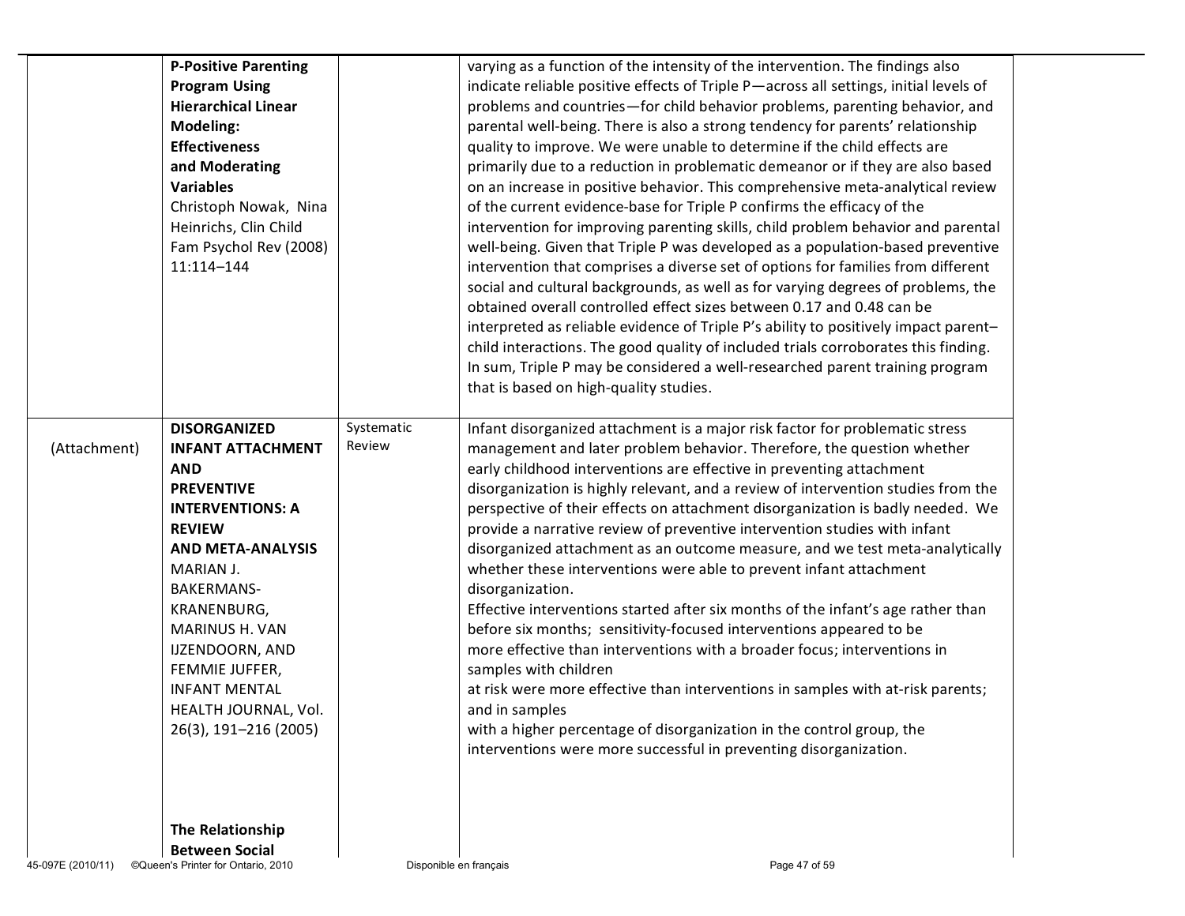| | | | | |
|---|---|---|---|---|
| | **P-Positive Parenting Program Using Hierarchical Linear Modeling: Effectiveness and Moderating Variables** Christoph Nowak, Nina Heinrichs, Clin Child Fam Psychol Rev (2008) 11:114–144 | | varying as a function of the intensity of the intervention. The findings also indicate reliable positive effects of Triple P—across all settings, initial levels of problems and countries—for child behavior problems, parenting behavior, and parental well-being. There is also a strong tendency for parents' relationship quality to improve. We were unable to determine if the child effects are primarily due to a reduction in problematic demeanor or if they are also based on an increase in positive behavior. This comprehensive meta-analytical review of the current evidence-base for Triple P confirms the efficacy of the intervention for improving parenting skills, child problem behavior and parental well-being. Given that Triple P was developed as a population-based preventive intervention that comprises a diverse set of options for families from different social and cultural backgrounds, as well as for varying degrees of problems, the obtained overall controlled effect sizes between 0.17 and 0.48 can be interpreted as reliable evidence of Triple P's ability to positively impact parent–child interactions. The good quality of included trials corroborates this finding. In sum, Triple P may be considered a well-researched parent training program that is based on high-quality studies. | |
| (Attachment) | **DISORGANIZED INFANT ATTACHMENT AND PREVENTIVE INTERVENTIONS: A REVIEW AND META-ANALYSIS** MARIAN J. BAKERMANS-KRANENBURG, MARINUS H. VAN IJZENDOORN, AND FEMMIE JUFFER, INFANT MENTAL HEALTH JOURNAL, Vol. 26(3), 191–216 (2005) | Systematic Review | Infant disorganized attachment is a major risk factor for problematic stress management and later problem behavior. Therefore, the question whether early childhood interventions are effective in preventing attachment disorganization is highly relevant, and a review of intervention studies from the perspective of their effects on attachment disorganization is badly needed. We provide a narrative review of preventive intervention studies with infant disorganized attachment as an outcome measure, and we test meta-analytically whether these interventions were able to prevent infant attachment disorganization. Effective interventions started after six months of the infant's age rather than before six months; sensitivity-focused interventions appeared to be more effective than interventions with a broader focus; interventions in samples with children at risk were more effective than interventions in samples with at-risk parents; and in samples with a higher percentage of disorganization in the control group, the interventions were more successful in preventing disorganization. | |
| | **The Relationship Between Social** | | | |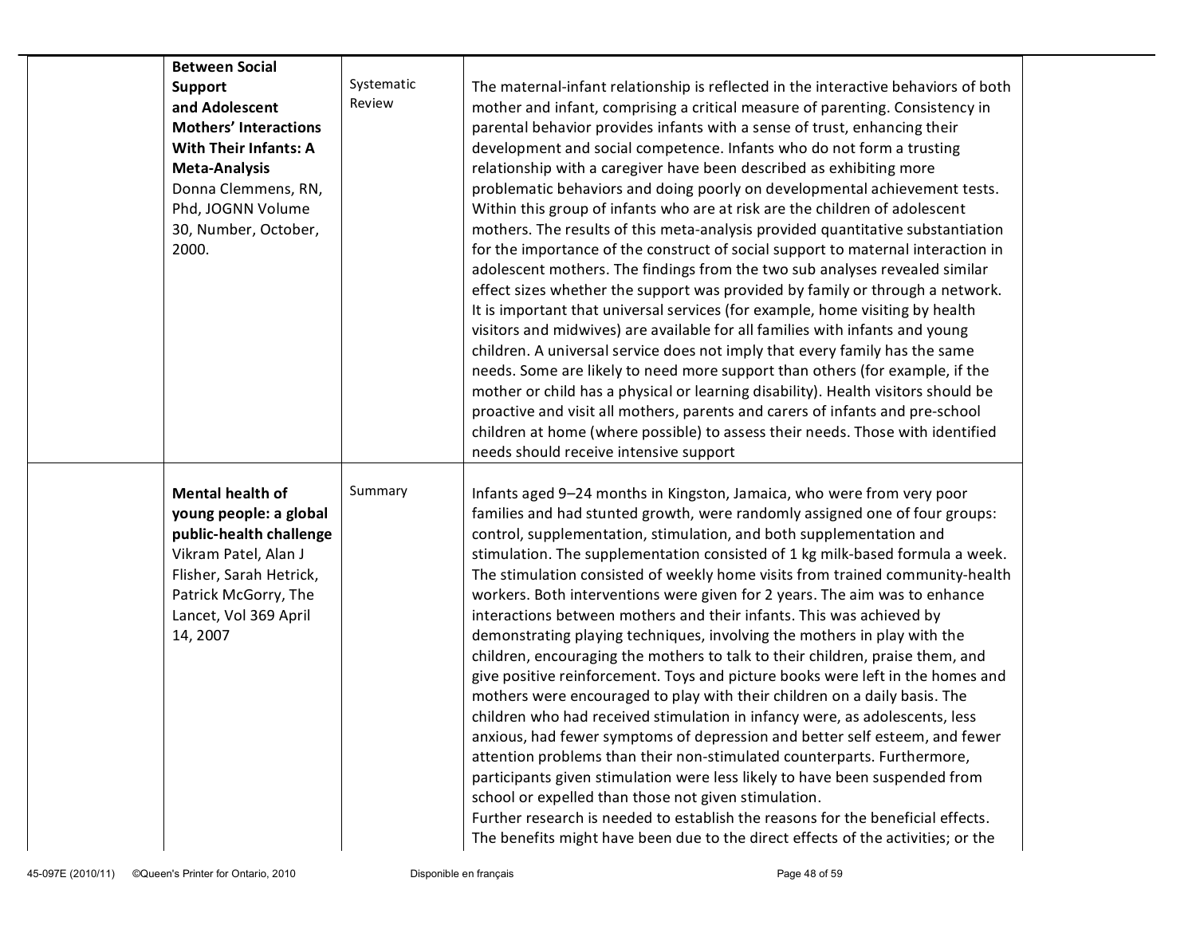| | | | | |
|---|---|---|---|---|
| | **Between Social Support and Adolescent Mothers' Interactions With Their Infants: A Meta-Analysis** Donna Clemmens, RN, Phd, JOGNN Volume 30, Number, October, 2000. | Systematic Review | The maternal-infant relationship is reflected in the interactive behaviors of both mother and infant, comprising a critical measure of parenting. Consistency in parental behavior provides infants with a sense of trust, enhancing their development and social competence. Infants who do not form a trusting relationship with a caregiver have been described as exhibiting more problematic behaviors and doing poorly on developmental achievement tests. Within this group of infants who are at risk are the children of adolescent mothers. The results of this meta-analysis provided quantitative substantiation for the importance of the construct of social support to maternal interaction in adolescent mothers. The findings from the two sub analyses revealed similar effect sizes whether the support was provided by family or through a network. It is important that universal services (for example, home visiting by health visitors and midwives) are available for all families with infants and young children. A universal service does not imply that every family has the same needs. Some are likely to need more support than others (for example, if the mother or child has a physical or learning disability). Health visitors should be proactive and visit all mothers, parents and carers of infants and pre-school children at home (where possible) to assess their needs. Those with identified needs should receive intensive support | |
| | **Mental health of young people: a global public-health challenge** Vikram Patel, Alan J Flisher, Sarah Hetrick, Patrick McGorry, The Lancet, Vol 369 April 14, 2007 | Summary | Infants aged 9–24 months in Kingston, Jamaica, who were from very poor families and had stunted growth, were randomly assigned one of four groups: control, supplementation, stimulation, and both supplementation and stimulation. The supplementation consisted of 1 kg milk-based formula a week. The stimulation consisted of weekly home visits from trained community-health workers. Both interventions were given for 2 years. The aim was to enhance interactions between mothers and their infants. This was achieved by demonstrating playing techniques, involving the mothers in play with the children, encouraging the mothers to talk to their children, praise them, and give positive reinforcement. Toys and picture books were left in the homes and mothers were encouraged to play with their children on a daily basis. The children who had received stimulation in infancy were, as adolescents, less anxious, had fewer symptoms of depression and better self esteem, and fewer attention problems than their non-stimulated counterparts. Furthermore, participants given stimulation were less likely to have been suspended from school or expelled than those not given stimulation. Further research is needed to establish the reasons for the beneficial effects. The benefits might have been due to the direct effects of the activities; or the | |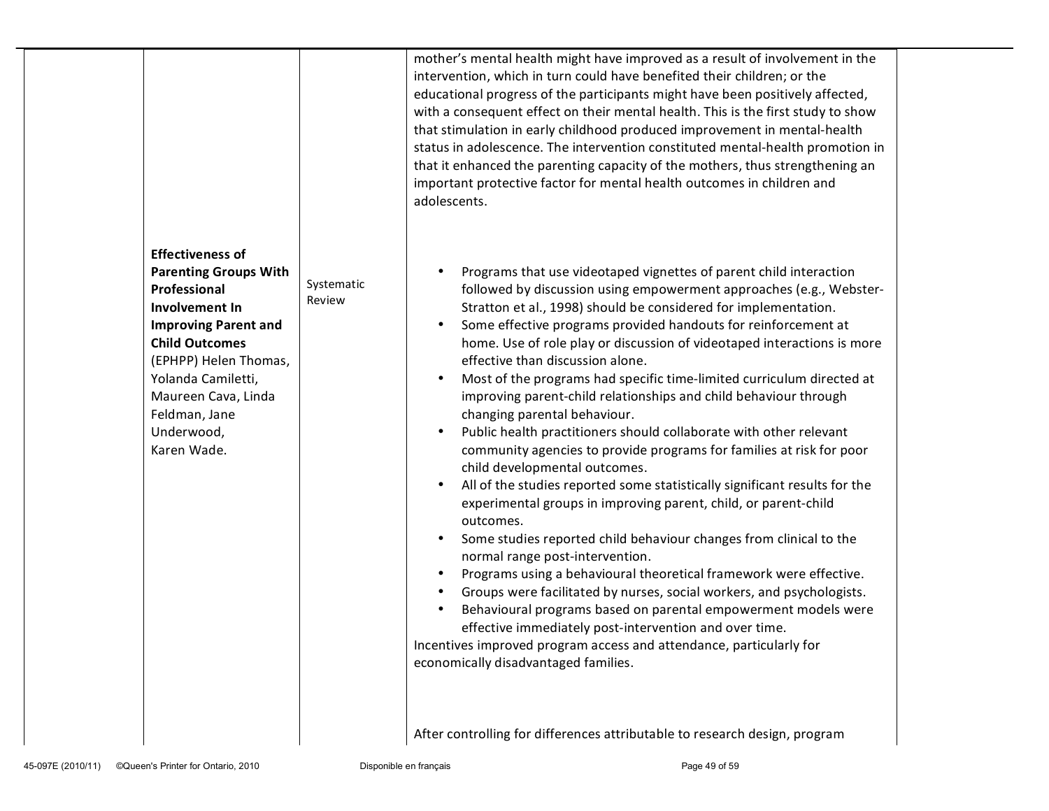| | | | | |
|---|---|---|---|---|
| | | | mother's mental health might have improved as a result of involvement in the intervention, which in turn could have benefited their children; or the educational progress of the participants might have been positively affected, with a consequent effect on their mental health. This is the first study to show that stimulation in early childhood produced improvement in mental-health status in adolescence. The intervention constituted mental-health promotion in that it enhanced the parenting capacity of the mothers, thus strengthening an important protective factor for mental health outcomes in children and adolescents. | |
| | **Effectiveness of Parenting Groups With Professional Involvement In Improving Parent and Child Outcomes** (EPHPP) Helen Thomas, Yolanda Camiletti, Maureen Cava, Linda Feldman, Jane Underwood, Karen Wade. | Systematic Review | • Programs that use videotaped vignettes of parent child interaction followed by discussion using empowerment approaches (e.g., Webster-Stratton et al., 1998) should be considered for implementation.<br>• Some effective programs provided handouts for reinforcement at home. Use of role play or discussion of videotaped interactions is more effective than discussion alone.<br>• Most of the programs had specific time-limited curriculum directed at improving parent-child relationships and child behaviour through changing parental behaviour.<br>• Public health practitioners should collaborate with other relevant community agencies to provide programs for families at risk for poor child developmental outcomes.<br>• All of the studies reported some statistically significant results for the experimental groups in improving parent, child, or parent-child outcomes.<br>• Some studies reported child behaviour changes from clinical to the normal range post-intervention.<br>• Programs using a behavioural theoretical framework were effective.<br>• Groups were facilitated by nurses, social workers, and psychologists.<br>• Behavioural programs based on parental empowerment models were effective immediately post-intervention and over time.<br>Incentives improved program access and attendance, particularly for economically disadvantaged families. | |
| | | | After controlling for differences attributable to research design, program | |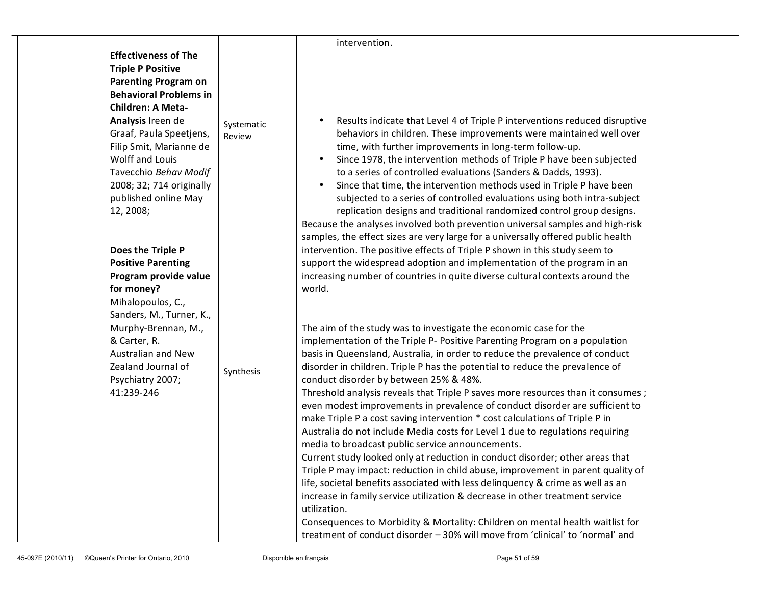| | | | | |
|---|---|---|---|---|
| | | | intervention. | |
| | **Effectiveness of The Triple P Positive Parenting Program on Behavioral Problems in Children: A Meta-Analysis** Ireen de Graaf, Paula Speetjens, Filip Smit, Marianne de Wolff and Louis Tavecchio *Behav Modif* 2008; 32; 714 originally published online May 12, 2008; | Systematic Review | • Results indicate that Level 4 of Triple P interventions reduced disruptive behaviors in children. These improvements were maintained well over time, with further improvements in long-term follow-up.<br>• Since 1978, the intervention methods of Triple P have been subjected to a series of controlled evaluations (Sanders & Dadds, 1993).<br>• Since that time, the intervention methods used in Triple P have been subjected to a series of controlled evaluations using both intra-subject replication designs and traditional randomized control group designs.<br>Because the analyses involved both prevention universal samples and high-risk samples, the effect sizes are very large for a universally offered public health intervention. The positive effects of Triple P shown in this study seem to support the widespread adoption and implementation of the program in an increasing number of countries in quite diverse cultural contexts around the world. | |
| | **Does the Triple P Positive Parenting Program provide value for money?** Mihalopoulos, C., Sanders, M., Turner, K., Murphy-Brennan, M., & Carter, R. Australian and New Zealand Journal of Psychiatry 2007; 41:239-246 | Synthesis | The aim of the study was to investigate the economic case for the implementation of the Triple P- Positive Parenting Program on a population basis in Queensland, Australia, in order to reduce the prevalence of conduct disorder in children. Triple P has the potential to reduce the prevalence of conduct disorder by between 25% & 48%.<br>Threshold analysis reveals that Triple P saves more resources than it consumes ; even modest improvements in prevalence of conduct disorder are sufficient to make Triple P a cost saving intervention * cost calculations of Triple P in Australia do not include Media costs for Level 1 due to regulations requiring media to broadcast public service announcements.<br>Current study looked only at reduction in conduct disorder; other areas that Triple P may impact: reduction in child abuse, improvement in parent quality of life, societal benefits associated with less delinquency & crime as well as an increase in family service utilization & decrease in other treatment service utilization.<br>Consequences to Morbidity & Mortality: Children on mental health waitlist for treatment of conduct disorder – 30% will move from 'clinical' to 'normal' and | |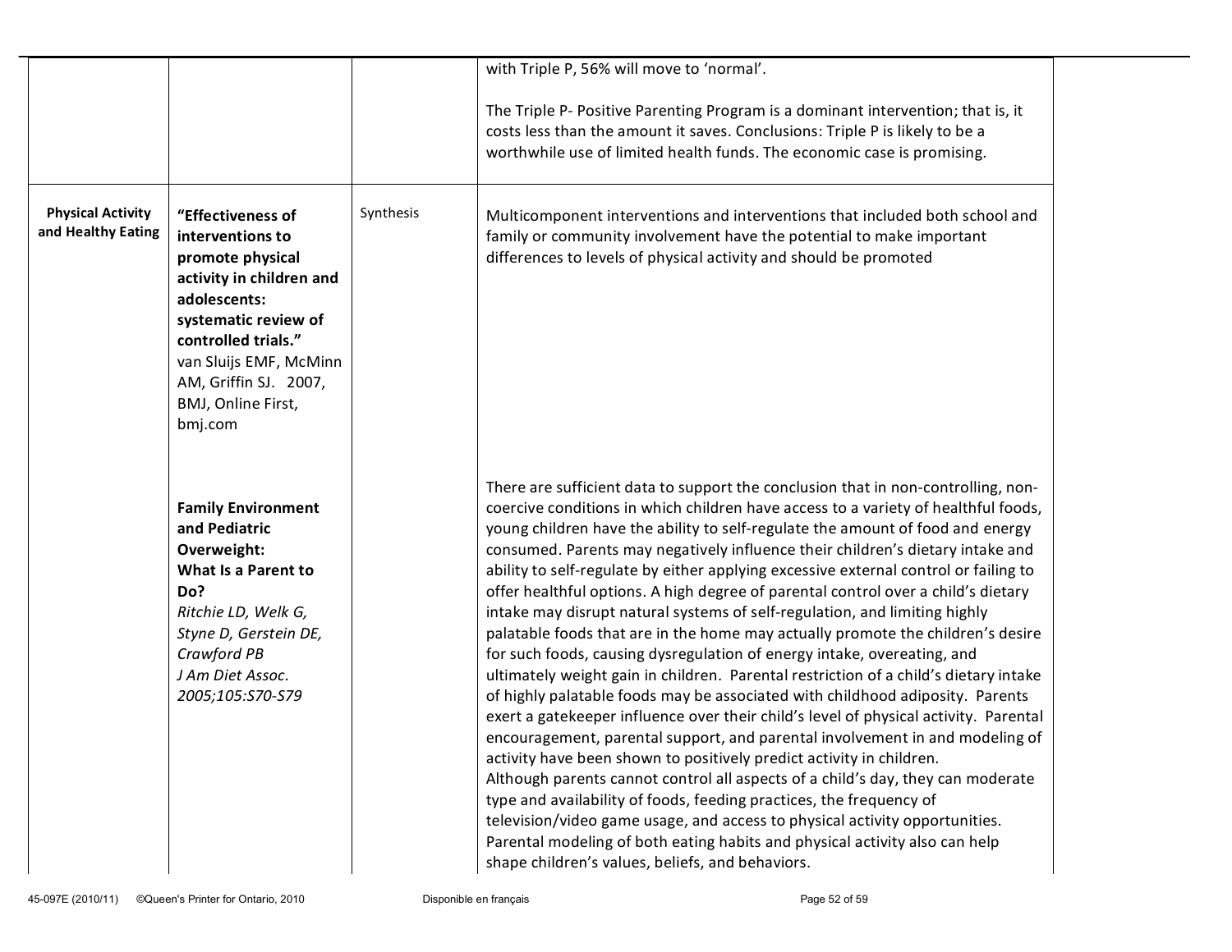| | | | |
|---|---|---|---|
| | | | with Triple P, 56% will move to 'normal'.<br><br>The Triple P- Positive Parenting Program is a dominant intervention; that is, it costs less than the amount it saves. Conclusions: Triple P is likely to be a worthwhile use of limited health funds. The economic case is promising. |
| **Physical Activity and Healthy Eating** | **"Effectiveness of interventions to promote physical activity in children and adolescents: systematic review of controlled trials."** van Sluijs EMF, McMinn AM, Griffin SJ. 2007, BMJ, Online First, bmj.com | Synthesis | Multicomponent interventions and interventions that included both school and family or community involvement have the potential to make important differences to levels of physical activity and should be promoted |
| | **Family Environment and Pediatric Overweight: What Is a Parent to Do?** *Ritchie LD, Welk G, Styne D, Gerstein DE, Crawford PB J Am Diet Assoc. 2005;105:S70-S79* | | There are sufficient data to support the conclusion that in non-controlling, non-coercive conditions in which children have access to a variety of healthful foods, young children have the ability to self-regulate the amount of food and energy consumed. Parents may negatively influence their children's dietary intake and ability to self-regulate by either applying excessive external control or failing to offer healthful options. A high degree of parental control over a child's dietary intake may disrupt natural systems of self-regulation, and limiting highly palatable foods that are in the home may actually promote the children's desire for such foods, causing dysregulation of energy intake, overeating, and ultimately weight gain in children. Parental restriction of a child's dietary intake of highly palatable foods may be associated with childhood adiposity. Parents exert a gatekeeper influence over their child's level of physical activity. Parental encouragement, parental support, and parental involvement in and modeling of activity have been shown to positively predict activity in children.<br>Although parents cannot control all aspects of a child's day, they can moderate type and availability of foods, feeding practices, the frequency of television/video game usage, and access to physical activity opportunities. Parental modeling of both eating habits and physical activity also can help shape children's values, beliefs, and behaviors. |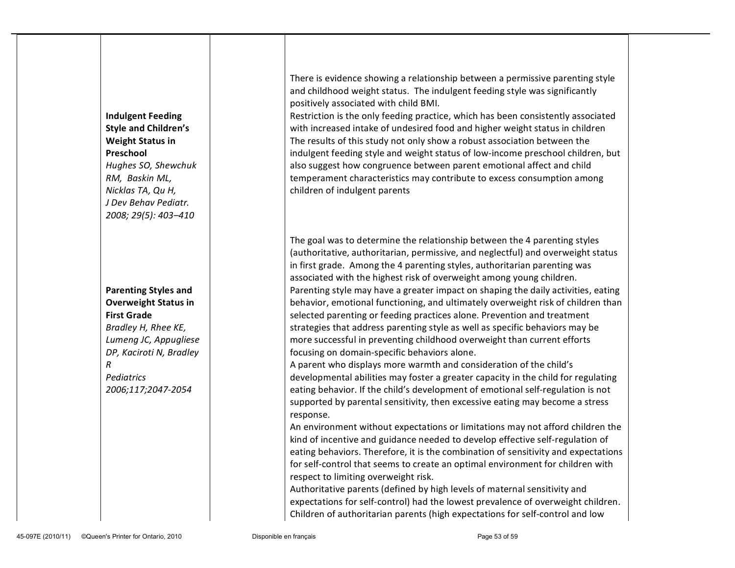| | | | | |
|---|---|---|---|---|
| | **Indulgent Feeding Style and Children's Weight Status in Preschool** *Hughes SO, Shewchuk RM, Baskin ML, Nicklas TA, Qu H, J Dev Behav Pediatr. 2008; 29(5): 403–410* | | There is evidence showing a relationship between a permissive parenting style and childhood weight status. The indulgent feeding style was significantly positively associated with child BMI.<br>Restriction is the only feeding practice, which has been consistently associated with increased intake of undesired food and higher weight status in children<br>The results of this study not only show a robust association between the indulgent feeding style and weight status of low-income preschool children, but also suggest how congruence between parent emotional affect and child temperament characteristics may contribute to excess consumption among children of indulgent parents | |
| | **Parenting Styles and Overweight Status in First Grade** *Bradley H, Rhee KE, Lumeng JC, Appugliese DP, Kaciroti N, Bradley R Pediatrics 2006;117;2047-2054* | | The goal was to determine the relationship between the 4 parenting styles (authoritative, authoritarian, permissive, and neglectful) and overweight status in first grade. Among the 4 parenting styles, authoritarian parenting was associated with the highest risk of overweight among young children.<br>Parenting style may have a greater impact on shaping the daily activities, eating behavior, emotional functioning, and ultimately overweight risk of children than selected parenting or feeding practices alone. Prevention and treatment strategies that address parenting style as well as specific behaviors may be more successful in preventing childhood overweight than current efforts focusing on domain-specific behaviors alone.<br>A parent who displays more warmth and consideration of the child's developmental abilities may foster a greater capacity in the child for regulating eating behavior. If the child's development of emotional self-regulation is not supported by parental sensitivity, then excessive eating may become a stress response.<br>An environment without expectations or limitations may not afford children the kind of incentive and guidance needed to develop effective self-regulation of eating behaviors. Therefore, it is the combination of sensitivity and expectations for self-control that seems to create an optimal environment for children with respect to limiting overweight risk.<br>Authoritative parents (defined by high levels of maternal sensitivity and expectations for self-control) had the lowest prevalence of overweight children.<br>Children of authoritarian parents (high expectations for self-control and low | |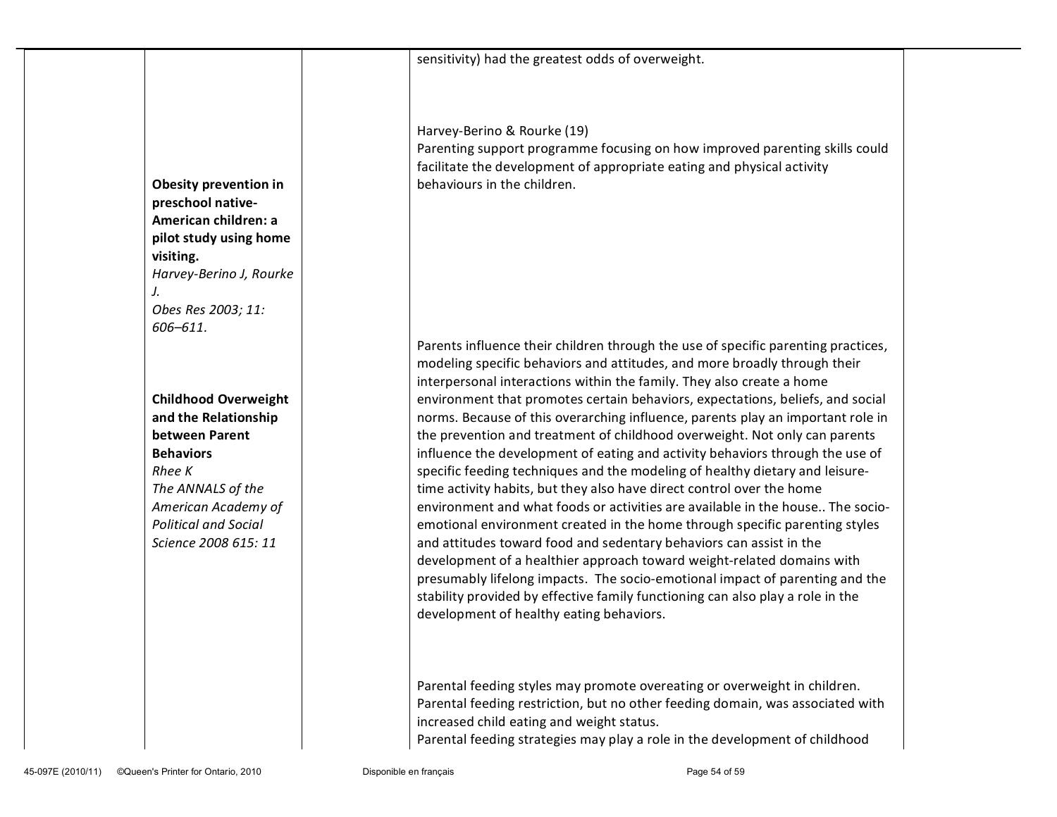| | | | | |
|---|---|---|---|---|
| | | | sensitivity) had the greatest odds of overweight. | |
| | **Obesity prevention in preschool native-American children: a pilot study using home visiting.** *Harvey-Berino J, Rourke J.* *Obes Res 2003; 11: 606–611.* | | Harvey-Berino & Rourke (19) Parenting support programme focusing on how improved parenting skills could facilitate the development of appropriate eating and physical activity behaviours in the children. | |
| | **Childhood Overweight and the Relationship between Parent Behaviors** *Rhee K* *The ANNALS of the American Academy of Political and Social Science 2008 615: 11* | | Parents influence their children through the use of specific parenting practices, modeling specific behaviors and attitudes, and more broadly through their interpersonal interactions within the family. They also create a home environment that promotes certain behaviors, expectations, beliefs, and social norms. Because of this overarching influence, parents play an important role in the prevention and treatment of childhood overweight. Not only can parents influence the development of eating and activity behaviors through the use of specific feeding techniques and the modeling of healthy dietary and leisure-time activity habits, but they also have direct control over the home environment and what foods or activities are available in the house.. The socio-emotional environment created in the home through specific parenting styles and attitudes toward food and sedentary behaviors can assist in the development of a healthier approach toward weight-related domains with presumably lifelong impacts. The socio-emotional impact of parenting and the stability provided by effective family functioning can also play a role in the development of healthy eating behaviors. | |
| | | | Parental feeding styles may promote overeating or overweight in children. Parental feeding restriction, but no other feeding domain, was associated with increased child eating and weight status. Parental feeding strategies may play a role in the development of childhood | |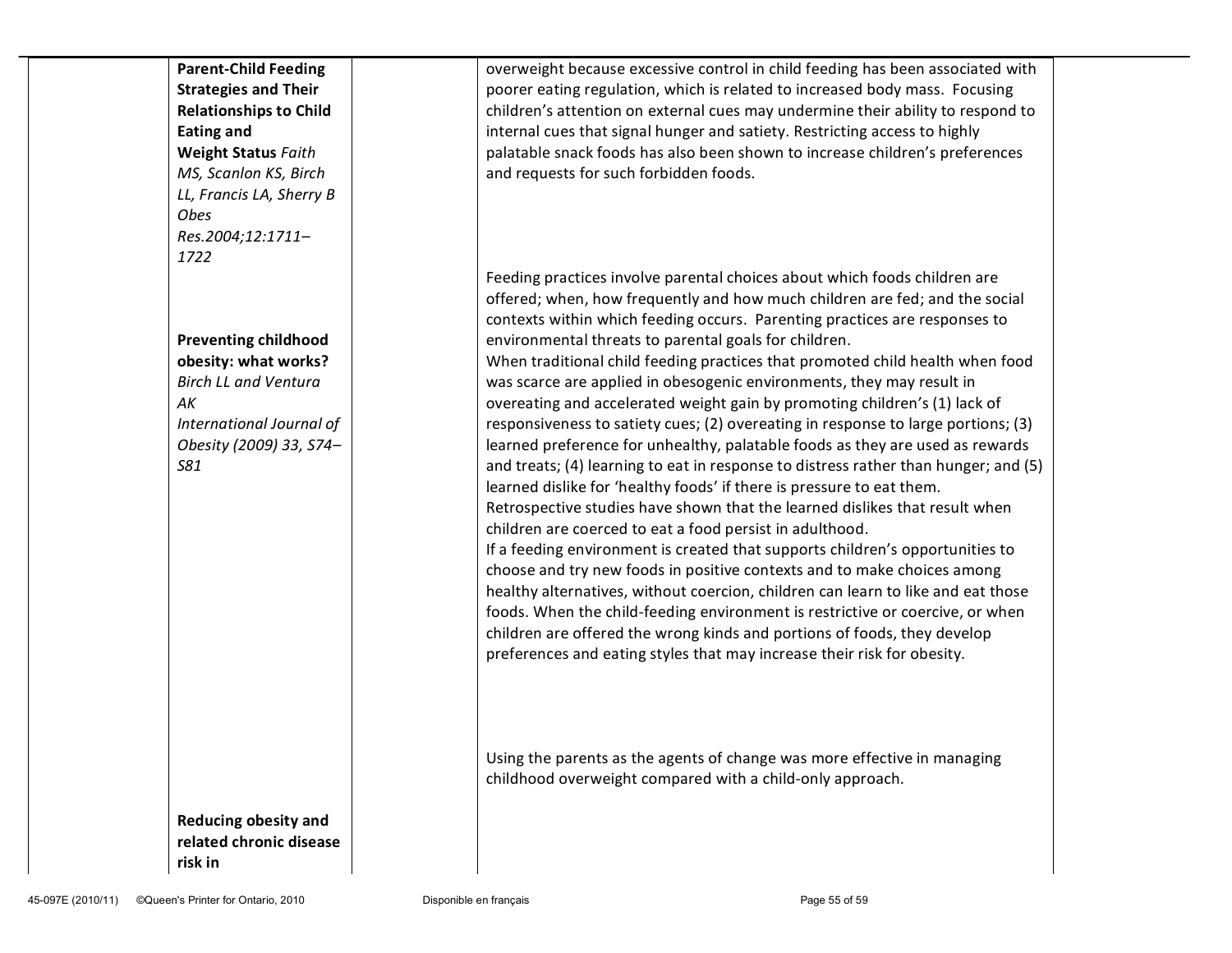| | | | | |
|---|---|---|---|---|
| | **Parent-Child Feeding Strategies and Their Relationships to Child Eating and Weight Status** *Faith MS, Scanlon KS, Birch LL, Francis LA, Sherry B Obes Res.2004;12:1711–1722* | | overweight because excessive control in child feeding has been associated with poorer eating regulation, which is related to increased body mass. Focusing children's attention on external cues may undermine their ability to respond to internal cues that signal hunger and satiety. Restricting access to highly palatable snack foods has also been shown to increase children's preferences and requests for such forbidden foods. | |
| | **Preventing childhood obesity: what works?** *Birch LL and Ventura AK International Journal of Obesity (2009) 33, S74–S81* | | Feeding practices involve parental choices about which foods children are offered; when, how frequently and how much children are fed; and the social contexts within which feeding occurs. Parenting practices are responses to environmental threats to parental goals for children.<br>When traditional child feeding practices that promoted child health when food was scarce are applied in obesogenic environments, they may result in overeating and accelerated weight gain by promoting children's (1) lack of responsiveness to satiety cues; (2) overeating in response to large portions; (3) learned preference for unhealthy, palatable foods as they are used as rewards and treats; (4) learning to eat in response to distress rather than hunger; and (5) learned dislike for 'healthy foods' if there is pressure to eat them.<br>Retrospective studies have shown that the learned dislikes that result when children are coerced to eat a food persist in adulthood.<br>If a feeding environment is created that supports children's opportunities to choose and try new foods in positive contexts and to make choices among healthy alternatives, without coercion, children can learn to like and eat those foods. When the child-feeding environment is restrictive or coercive, or when children are offered the wrong kinds and portions of foods, they develop preferences and eating styles that may increase their risk for obesity.<br><br>Using the parents as the agents of change was more effective in managing childhood overweight compared with a child-only approach. | |
| | **Reducing obesity and related chronic disease risk in** | | | |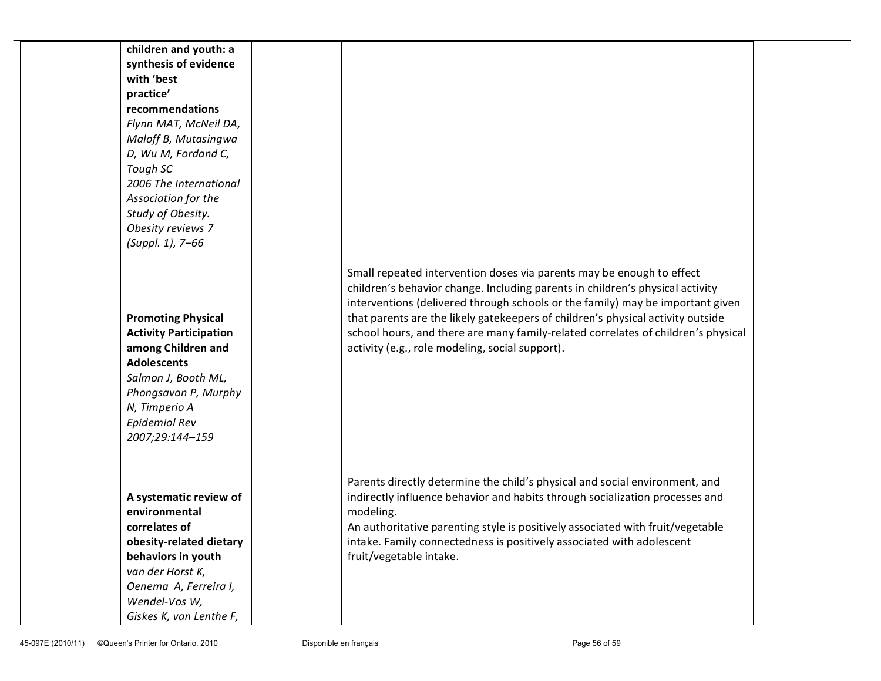| | | | | |
|---|---|---|---|---|
| | **children and youth: a synthesis of evidence with 'best practice' recommendations** *Flynn MAT, McNeil DA, Maloff B, Mutasingwa D, Wu M, Fordand C, Tough SC 2006 The International Association for the Study of Obesity. Obesity reviews 7 (Suppl. 1), 7–66* | | | |
| | **Promoting Physical Activity Participation among Children and Adolescents** *Salmon J, Booth ML, Phongsavan P, Murphy N, Timperio A Epidemiol Rev 2007;29:144–159* | | Small repeated intervention doses via parents may be enough to effect children's behavior change. Including parents in children's physical activity interventions (delivered through schools or the family) may be important given that parents are the likely gatekeepers of children's physical activity outside school hours, and there are many family-related correlates of children's physical activity (e.g., role modeling, social support). | |
| | **A systematic review of environmental correlates of obesity-related dietary behaviors in youth** *van der Horst K, Oenema A, Ferreira I, Wendel-Vos W, Giskes K, van Lenthe F,* | | Parents directly determine the child's physical and social environment, and indirectly influence behavior and habits through socialization processes and modeling.<br>An authoritative parenting style is positively associated with fruit/vegetable intake. Family connectedness is positively associated with adolescent fruit/vegetable intake. | |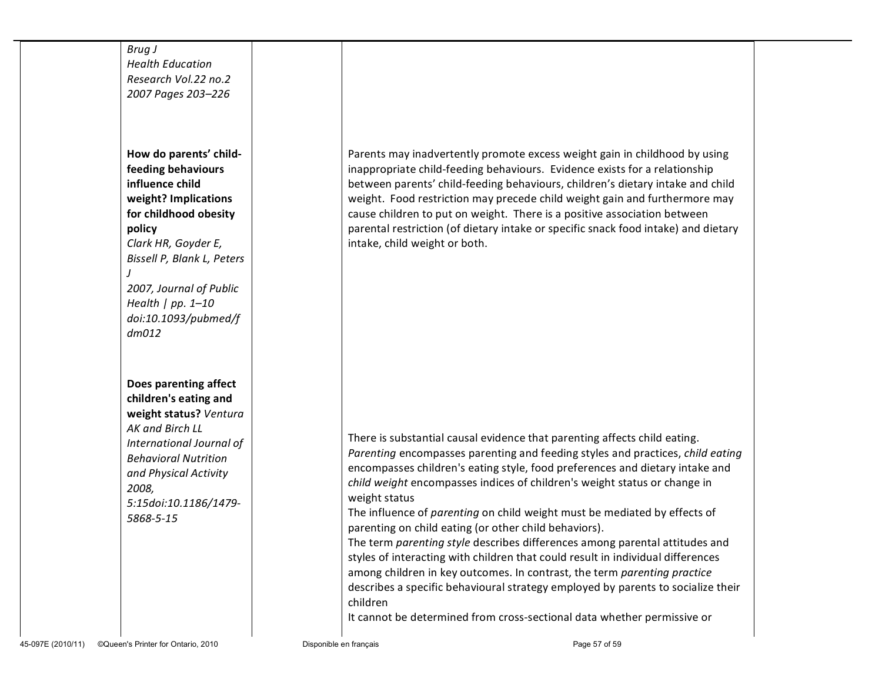| | | | | |
|---|---|---|---|---|
| | *Brug J* *Health Education Research Vol.22 no.2 2007 Pages 203–226* | | | |
| | **How do parents' child-feeding behaviours influence child weight? Implications for childhood obesity policy** *Clark HR, Goyder E, Bissell P, Blank L, Peters J* *2007, Journal of Public Health \| pp. 1–10 doi:10.1093/pubmed/fdm012* | | Parents may inadvertently promote excess weight gain in childhood by using inappropriate child-feeding behaviours. Evidence exists for a relationship between parents' child-feeding behaviours, children's dietary intake and child weight. Food restriction may precede child weight gain and furthermore may cause children to put on weight. There is a positive association between parental restriction (of dietary intake or specific snack food intake) and dietary intake, child weight or both. | |
| | **Does parenting affect children's eating and weight status?** *Ventura AK and Birch LL* *International Journal of Behavioral Nutrition and Physical Activity 2008, 5:15doi:10.1186/1479-5868-5-15* | | There is substantial causal evidence that parenting affects child eating. *Parenting* encompasses parenting and feeding styles and practices, *child eating* encompasses children's eating style, food preferences and dietary intake and *child weight* encompasses indices of children's weight status or change in weight status<br>The influence of *parenting* on child weight must be mediated by effects of parenting on child eating (or other child behaviors).<br>The term *parenting style* describes differences among parental attitudes and styles of interacting with children that could result in individual differences among children in key outcomes. In contrast, the term *parenting practice* describes a specific behavioural strategy employed by parents to socialize their children<br>It cannot be determined from cross-sectional data whether permissive or | |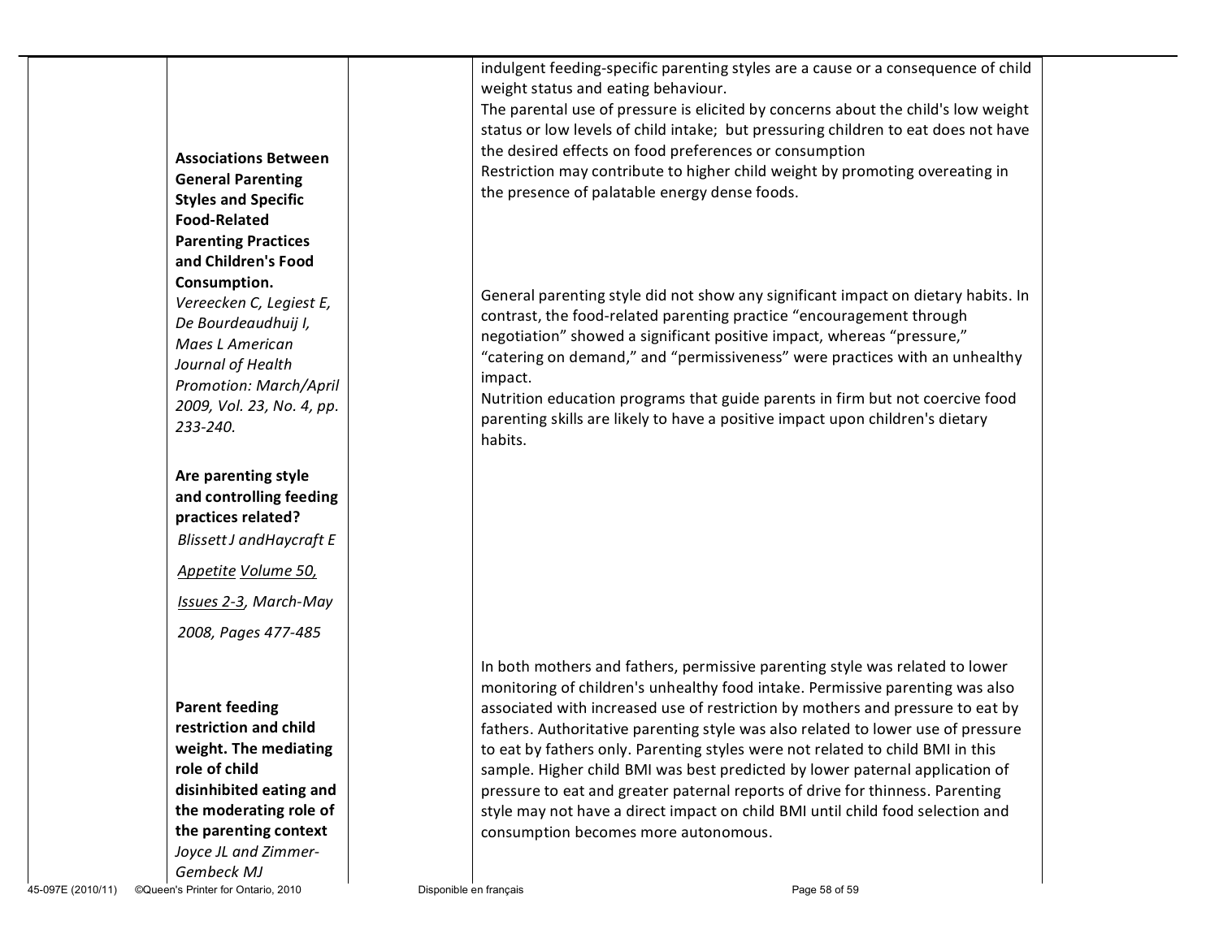| | | | | |
|---|---|---|---|---|
| | | | indulgent feeding-specific parenting styles are a cause or a consequence of child weight status and eating behaviour. The parental use of pressure is elicited by concerns about the child's low weight status or low levels of child intake; but pressuring children to eat does not have the desired effects on food preferences or consumption Restriction may contribute to higher child weight by promoting overeating in the presence of palatable energy dense foods. | |
| | **Associations Between General Parenting Styles and Specific Food-Related Parenting Practices and Children's Food Consumption.** *Vereecken C, Legiest E, De Bourdeaudhuij I, Maes L American Journal of Health Promotion: March/April 2009, Vol. 23, No. 4, pp. 233-240.* | | General parenting style did not show any significant impact on dietary habits. In contrast, the food-related parenting practice "encouragement through negotiation" showed a significant positive impact, whereas "pressure," "catering on demand," and "permissiveness" were practices with an unhealthy impact. Nutrition education programs that guide parents in firm but not coercive food parenting skills are likely to have a positive impact upon children's dietary habits. | |
| | **Are parenting style and controlling feeding practices related?** *Blissett J andHaycraft E Appetite Volume 50, Issues 2-3, March-May 2008, Pages 477-485* | | In both mothers and fathers, permissive parenting style was related to lower monitoring of children's unhealthy food intake. Permissive parenting was also associated with increased use of restriction by mothers and pressure to eat by fathers. Authoritative parenting style was also related to lower use of pressure to eat by fathers only. Parenting styles were not related to child BMI in this sample. Higher child BMI was best predicted by lower paternal application of pressure to eat and greater paternal reports of drive for thinness. Parenting style may not have a direct impact on child BMI until child food selection and consumption becomes more autonomous. | |
| | **Parent feeding restriction and child weight. The mediating role of child disinhibited eating and the moderating role of the parenting context** *Joyce JL and Zimmer-Gembeck MJ* | | | |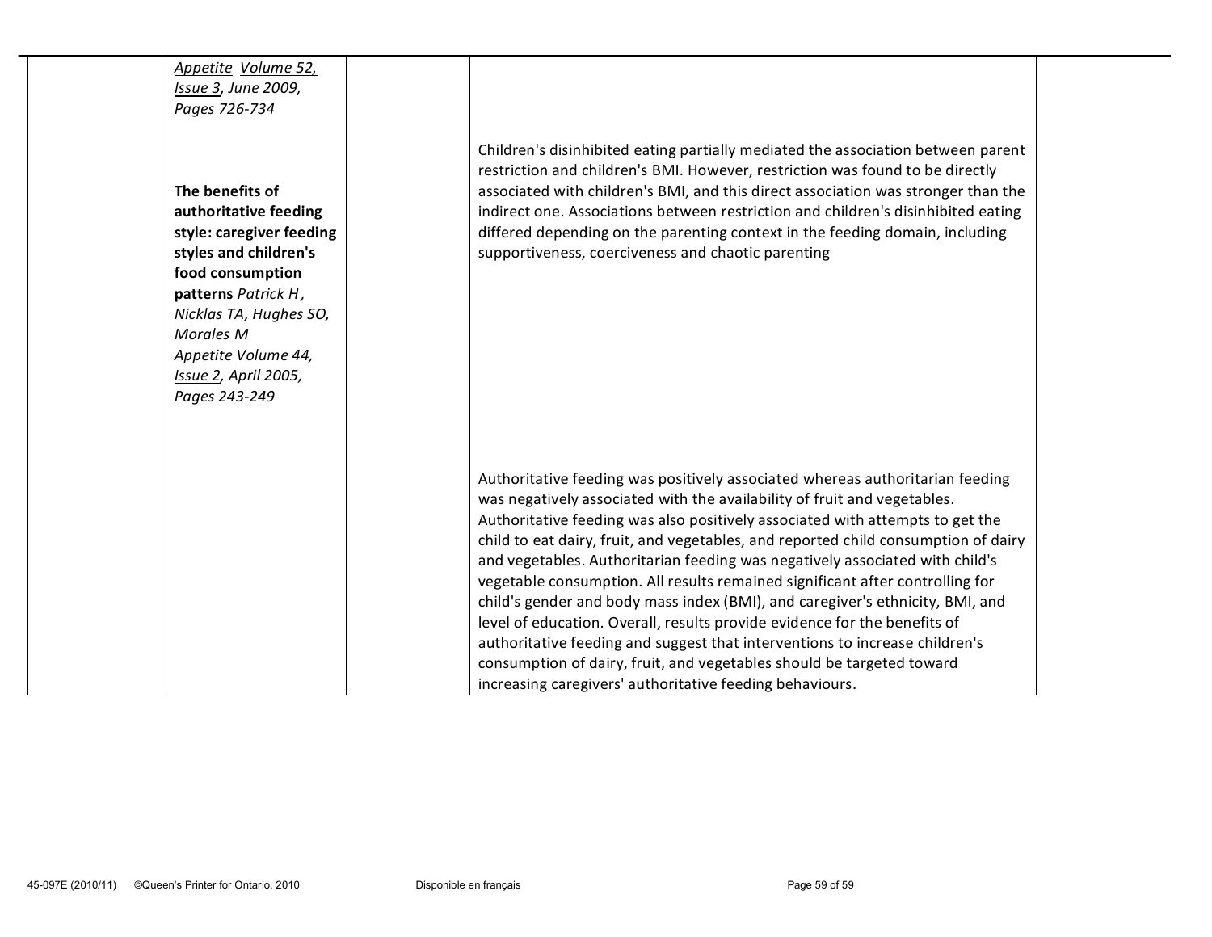| | | | |
|---|---|---|---|
| | *Appetite Volume 52, Issue 3, June 2009, Pages 726-734* | | Children's disinhibited eating partially mediated the association between parent restriction and children's BMI. However, restriction was found to be directly associated with children's BMI, and this direct association was stronger than the indirect one. Associations between restriction and children's disinhibited eating differed depending on the parenting context in the feeding domain, including supportiveness, coerciveness and chaotic parenting |
| | **The benefits of authoritative feeding style: caregiver feeding styles and children's food consumption patterns** *Patrick H, Nicklas TA, Hughes SO, Morales M* *Appetite Volume 44, Issue 2, April 2005, Pages 243-249* | | Authoritative feeding was positively associated whereas authoritarian feeding was negatively associated with the availability of fruit and vegetables. Authoritative feeding was also positively associated with attempts to get the child to eat dairy, fruit, and vegetables, and reported child consumption of dairy and vegetables. Authoritarian feeding was negatively associated with child's vegetable consumption. All results remained significant after controlling for child's gender and body mass index (BMI), and caregiver's ethnicity, BMI, and level of education. Overall, results provide evidence for the benefits of authoritative feeding and suggest that interventions to increase children's consumption of dairy, fruit, and vegetables should be targeted toward increasing caregivers' authoritative feeding behaviours. |

45-097E (2010/11) ©Queen's Printer for Ontario, 2010 Disponible en français